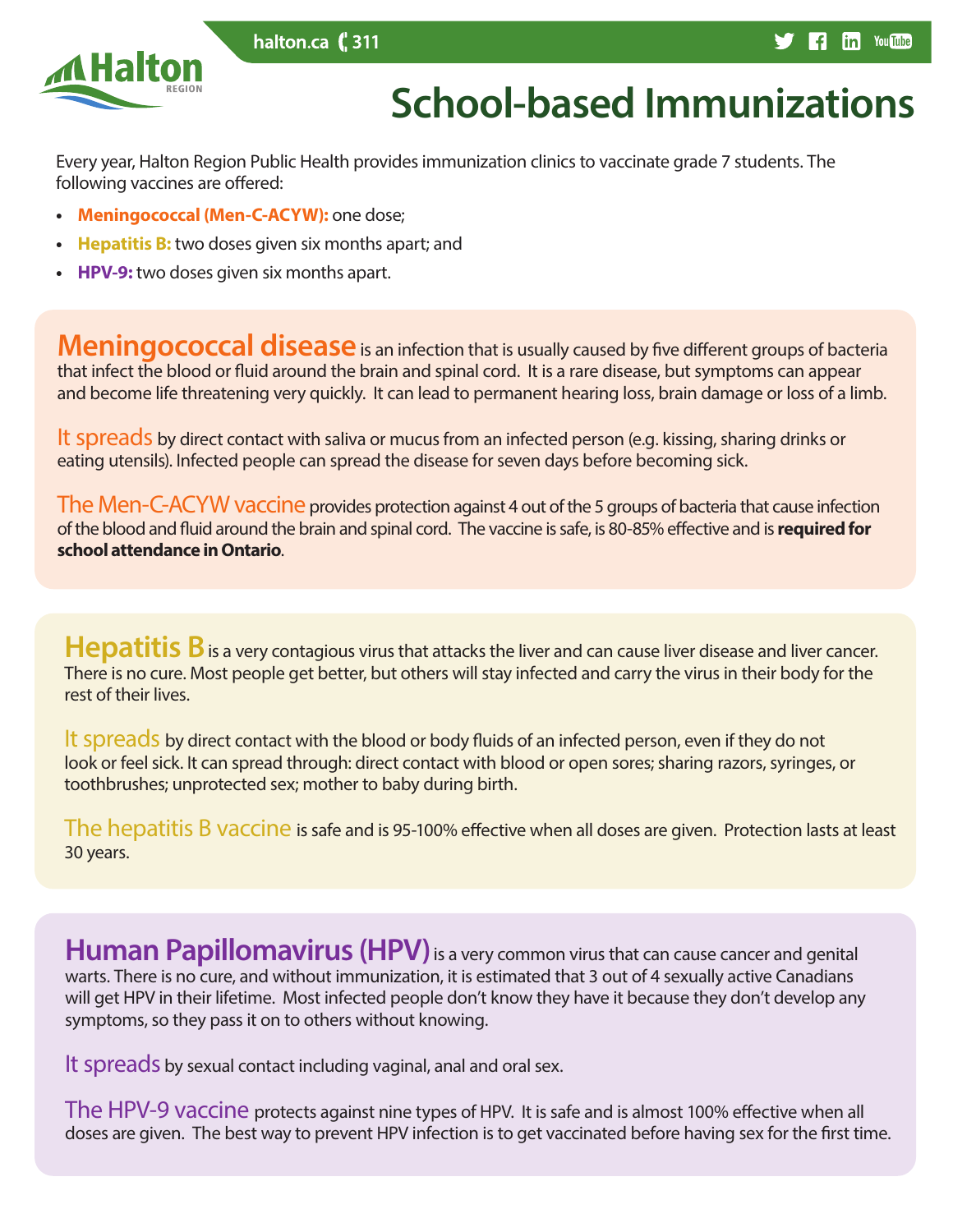# School-based Immunizations

Every year, Halton Region Public Health provides immunization clinics to vaccinate grade 7 students. The following vaccines are offered:

- **Meningococcal (Men-C-ACYW):** one dose;
- **Hepatitis B:** two doses given six months apart; and
- **HPV-9:** two doses given six months apart.

## Meningococcal disease

**Meningococcal disease** is an infection that is usually caused by five different groups of bacteria that infect the blood or fluid around the brain and spinal cord. It is a rare disease, but symptoms can appear and become life threatening very quickly. It can lead to permanent hearing loss, brain damage or loss of a limb.

**It spreads** by direct contact with saliva or mucus from an infected person (e.g. kissing, sharing drinks or eating utensils). Infected people can spread the disease for seven days before becoming sick.

**The Men-C-ACYW vaccine** provides protection against 4 out of the 5 groups of bacteria that cause infection of the blood and fluid around the brain and spinal cord. The vaccine is safe, is 80-85% effective and is **required for school attendance in Ontario**.

## Hepatitis B

**Hepatitis B** is a very contagious virus that attacks the liver and can cause liver disease and liver cancer. There is no cure. Most people get better, but others will stay infected and carry the virus in their body for the rest of their lives.

**It spreads** by direct contact with the blood or body fluids of an infected person, even if they do not look or feel sick. It can spread through: direct contact with blood or open sores; sharing razors, syringes, or toothbrushes; unprotected sex; mother to baby during birth.

**The hepatitis B vaccine** is safe and is 95-100% effective when all doses are given. Protection lasts at least 30 years.

## Human Papillomavirus (HPV)

**Human Papillomavirus (HPV)** is a very common virus that can cause cancer and genital warts. There is no cure, and without immunization, it is estimated that 3 out of 4 sexually active Canadians will get HPV in their lifetime. Most infected people don't know they have it because they don't develop any symptoms, so they pass it on to others without knowing.

**It spreads** by sexual contact including vaginal, anal and oral sex.

**The HPV-9 vaccine** protects against nine types of HPV. It is safe and is almost 100% effective when all doses are given. The best way to prevent HPV infection is to get vaccinated before having sex for the first time.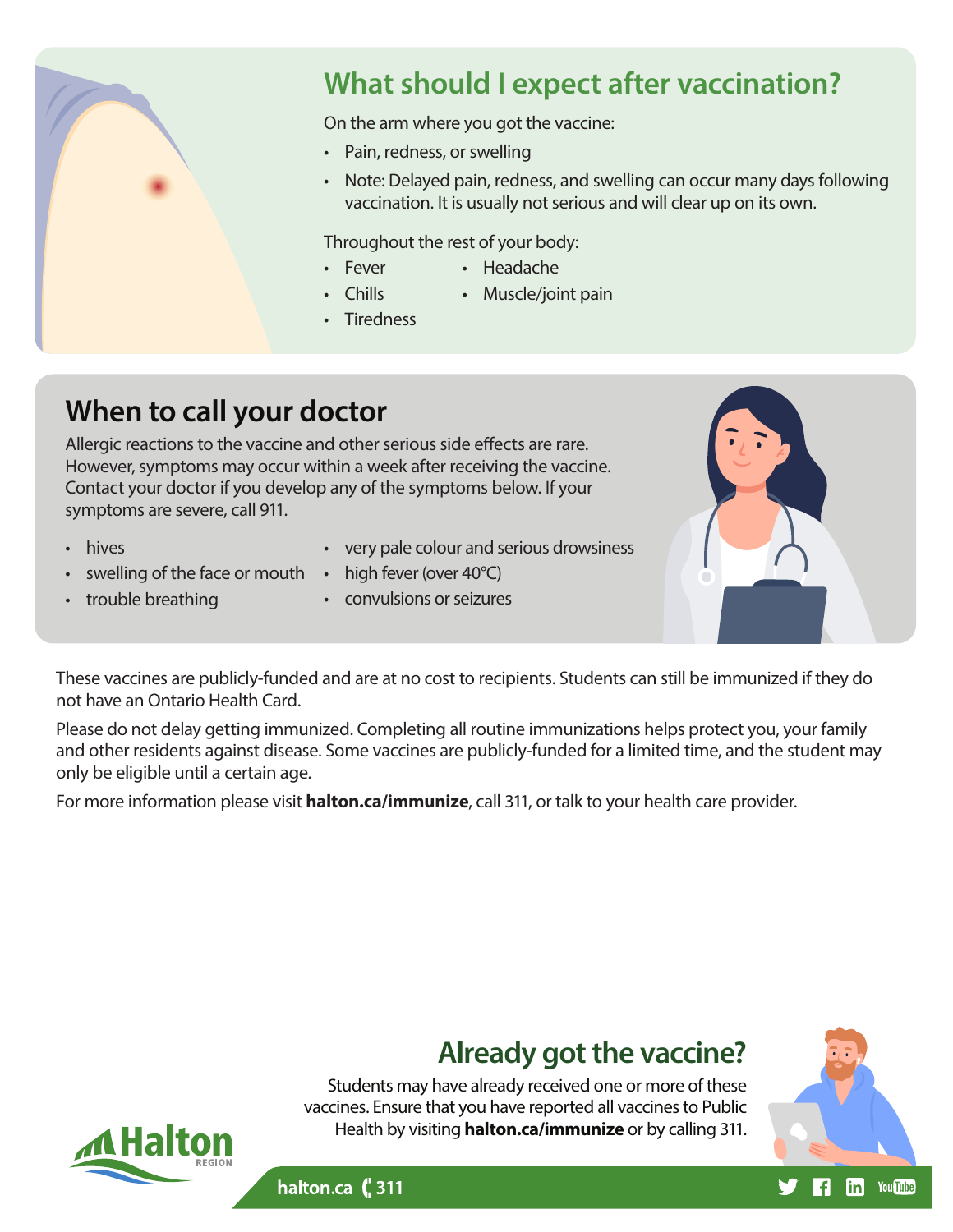## What should I expect after vaccination?

On the arm where you got the vaccine:

- Pain, redness, or swelling
- Note: Delayed pain, redness, and swelling can occur many days following vaccination. It is usually not serious and will clear up on its own.

Throughout the rest of your body:

- Fever
- Chills
- Tiredness
- Headache
- Muscle/joint pain

## When to call your doctor

Allergic reactions to the vaccine and other serious side effects are rare. However, symptoms may occur within a week after receiving the vaccine. Contact your doctor if you develop any of the symptoms below. If your symptoms are severe, call 911.

- hives
- swelling of the face or mouth
- trouble breathing
- very pale colour and serious drowsiness
- high fever (over 40°C)
- convulsions or seizures

These vaccines are publicly-funded and are at no cost to recipients. Students can still be immunized if they do not have an Ontario Health Card.

Please do not delay getting immunized. Completing all routine immunizations helps protect you, your family and other residents against disease. Some vaccines are publicly-funded for a limited time, and the student may only be eligible until a certain age.

For more information please visit **halton.ca/immunize**, call 311, or talk to your health care provider.

## Already got the vaccine?

Students may have already received one or more of these vaccines. Ensure that you have reported all vaccines to Public Health by visiting **halton.ca/immunize** or by calling 311.

Halton REGION

halton.ca 311